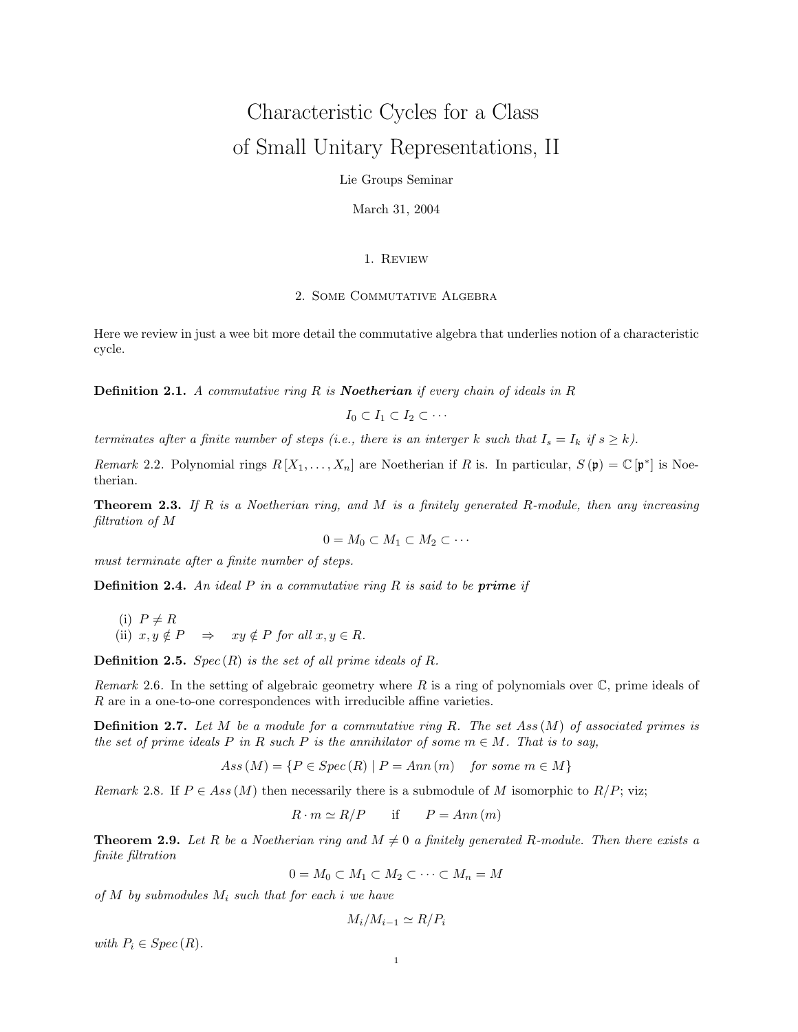# Characteristic Cycles for a Class of Small Unitary Representations, II

Lie Groups Seminar

March 31, 2004

## 1. Review

## 2. Some Commutative Algebra

Here we review in just a wee bit more detail the commutative algebra that underlies notion of a characteristic cycle.

**Definition 2.1.** *A commutative ring $R$ is* ***Noetherian*** *if every chain of ideals in $R$*

$$I_0 \subset I_1 \subset I_2 \subset \cdots$$

*terminates after a finite number of steps (i.e., there is an interger $k$ such that $I_s = I_k$ if $s \geq k$).*

*Remark* 2.2. Polynomial rings $R[X_1, \ldots, X_n]$ are Noetherian if $R$ is. In particular, $S(\mathfrak{p}) = \mathbb{C}[\mathfrak{p}^*]$ is Noetherian.

**Theorem 2.3.** *If $R$ is a Noetherian ring, and $M$ is a finitely generated $R$-module, then any increasing filtration of $M$*

$$0 = M_0 \subset M_1 \subset M_2 \subset \cdots$$

*must terminate after a finite number of steps.*

**Definition 2.4.** *An ideal $P$ in a commutative ring $R$ is said to be* ***prime*** *if*

(i) $P \neq R$
(ii) $x, y \notin P \quad \Rightarrow \quad xy \notin P$ *for all $x, y \in R$.*

**Definition 2.5.** *$Spec(R)$ is the set of all prime ideals of $R$.*

*Remark* 2.6. In the setting of algebraic geometry where $R$ is a ring of polynomials over $\mathbb{C}$, prime ideals of $R$ are in a one-to-one correspondences with irreducible affine varieties.

**Definition 2.7.** *Let $M$ be a module for a commutative ring $R$. The set $Ass(M)$ of associated primes is the set of prime ideals $P$ in $R$ such $P$ is the annihilator of some $m \in M$. That is to say,*

$$Ass(M) = \{P \in Spec(R) \mid P = Ann(m) \quad \text{for some } m \in M\}$$

*Remark* 2.8. If $P \in Ass(M)$ then necessarily there is a submodule of $M$ isomorphic to $R/P$; viz;

$$R \cdot m \simeq R/P \qquad \text{if} \qquad P = Ann(m)$$

**Theorem 2.9.** *Let $R$ be a Noetherian ring and $M \neq 0$ a finitely generated $R$-module. Then there exists a finite filtration*

$$0 = M_0 \subset M_1 \subset M_2 \subset \cdots \subset M_n = M$$

*of $M$ by submodules $M_i$ such that for each $i$ we have*

$$M_i/M_{i-1} \simeq R/P_i$$

*with $P_i \in Spec(R)$.*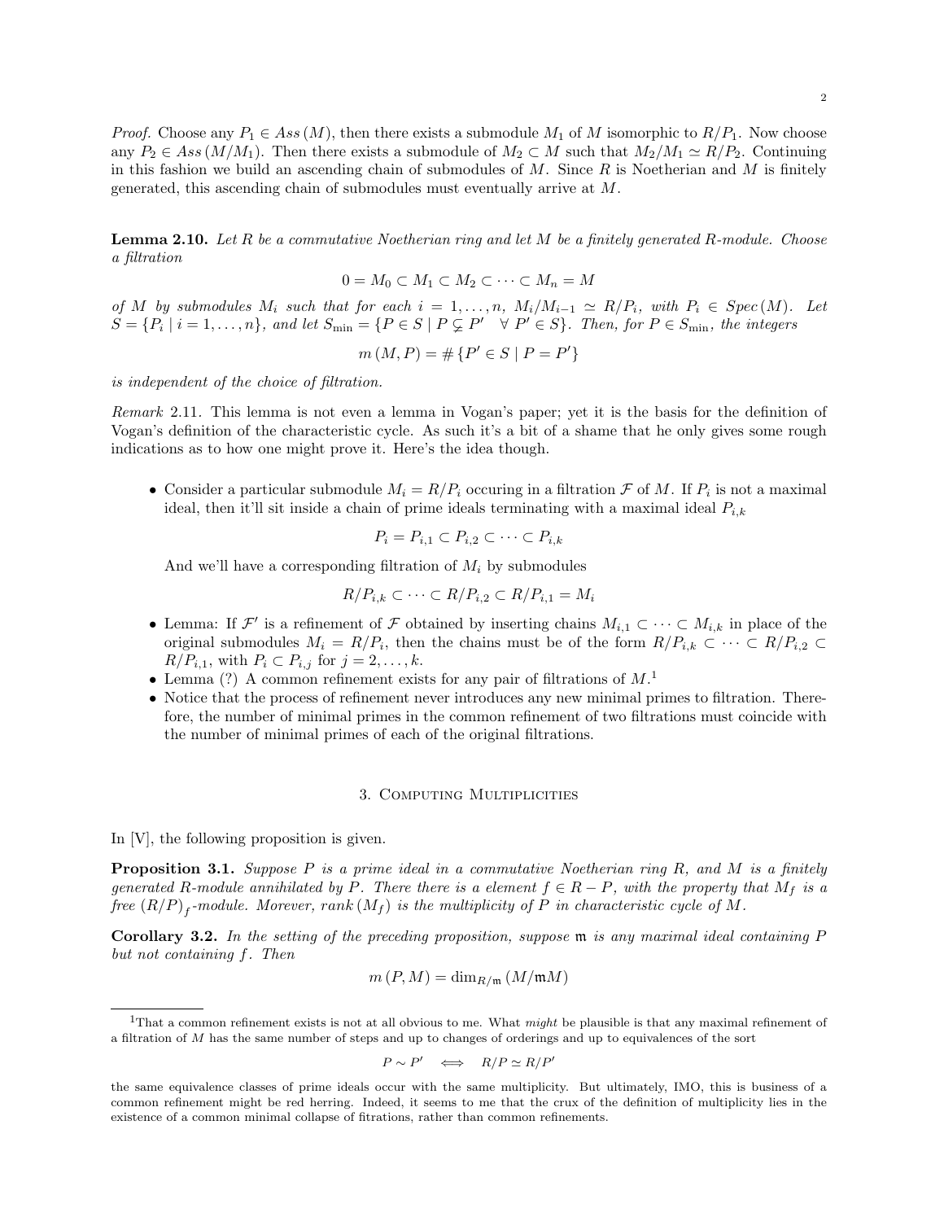*Proof.* Choose any $P_1 \in Ass(M)$, then there exists a submodule $M_1$ of $M$ isomorphic to $R/P_1$. Now choose any $P_2 \in Ass(M/M_1)$. Then there exists a submodule of $M_2 \subset M$ such that $M_2/M_1 \simeq R/P_2$. Continuing in this fashion we build an ascending chain of submodules of $M$. Since $R$ is Noetherian and $M$ is finitely generated, this ascending chain of submodules must eventually arrive at $M$.

**Lemma 2.10.** *Let $R$ be a commutative Noetherian ring and let $M$ be a finitely generated $R$-module. Choose a filtration*

$$0 = M_0 \subset M_1 \subset M_2 \subset \cdots \subset M_n = M$$

*of $M$ by submodules $M_i$ such that for each $i = 1, \ldots, n$, $M_i/M_{i-1} \simeq R/P_i$, with $P_i \in Spec(M)$. Let $S = \{P_i \mid i = 1, \ldots, n\}$, and let $S_{\min} = \{P \in S \mid P \subsetneq P' \quad \forall\, P' \in S\}$. Then, for $P \in S_{\min}$, the integers*

$$m(M, P) = \#\{P' \in S \mid P = P'\}$$

*is independent of the choice of filtration.*

*Remark* 2.11. This lemma is not even a lemma in Vogan's paper; yet it is the basis for the definition of Vogan's definition of the characteristic cycle. As such it's a bit of a shame that he only gives some rough indications as to how one might prove it. Here's the idea though.

- Consider a particular submodule $M_i = R/P_i$ occuring in a filtration $\mathcal{F}$ of $M$. If $P_i$ is not a maximal ideal, then it'll sit inside a chain of prime ideals terminating with a maximal ideal $P_{i,k}$

$$P_i = P_{i,1} \subset P_{i,2} \subset \cdots \subset P_{i,k}$$

  And we'll have a corresponding filtration of $M_i$ by submodules

$$R/P_{i,k} \subset \cdots \subset R/P_{i,2} \subset R/P_{i,1} = M_i$$

- Lemma: If $\mathcal{F}'$ is a refinement of $\mathcal{F}$ obtained by inserting chains $M_{i,1} \subset \cdots \subset M_{i,k}$ in place of the original submodules $M_i = R/P_i$, then the chains must be of the form $R/P_{i,k} \subset \cdots \subset R/P_{i,2} \subset R/P_{i,1}$, with $P_i \subset P_{i,j}$ for $j = 2, \ldots, k$.
- Lemma (?) A common refinement exists for any pair of filtrations of $M$.[1]
- Notice that the process of refinement never introduces any new minimal primes to filtration. Therefore, the number of minimal primes in the common refinement of two filtrations must coincide with the number of minimal primes of each of the original filtrations.

## 3. Computing Multiplicities

In [V], the following proposition is given.

**Proposition 3.1.** *Suppose $P$ is a prime ideal in a commutative Noetherian ring $R$, and $M$ is a finitely generated $R$-module annihilated by $P$. There there is a element $f \in R - P$, with the property that $M_f$ is a free $(R/P)_f$-module. Morever, $\operatorname{rank}(M_f)$ is the multiplicity of $P$ in characteristic cycle of $M$.*

**Corollary 3.2.** *In the setting of the preceding proposition, suppose $\mathfrak{m}$ is any maximal ideal containing $P$ but not containing $f$. Then*

$$m(P, M) = \dim_{R/\mathfrak{m}}(M/\mathfrak{m}M)$$

[1] That a common refinement exists is not at all obvious to me. What *might* be plausible is that any maximal refinement of a filtration of $M$ has the same number of steps and up to changes of orderings and up to equivalences of the sort

$$P \sim P' \quad \Longleftrightarrow \quad R/P \simeq R/P'$$

the same equivalence classes of prime ideals occur with the same multiplicity. But ultimately, IMO, this is business of a common refinement might be red herring. Indeed, it seems to me that the crux of the definition of multiplicity lies in the existence of a common minimal collapse of fitrations, rather than common refinements.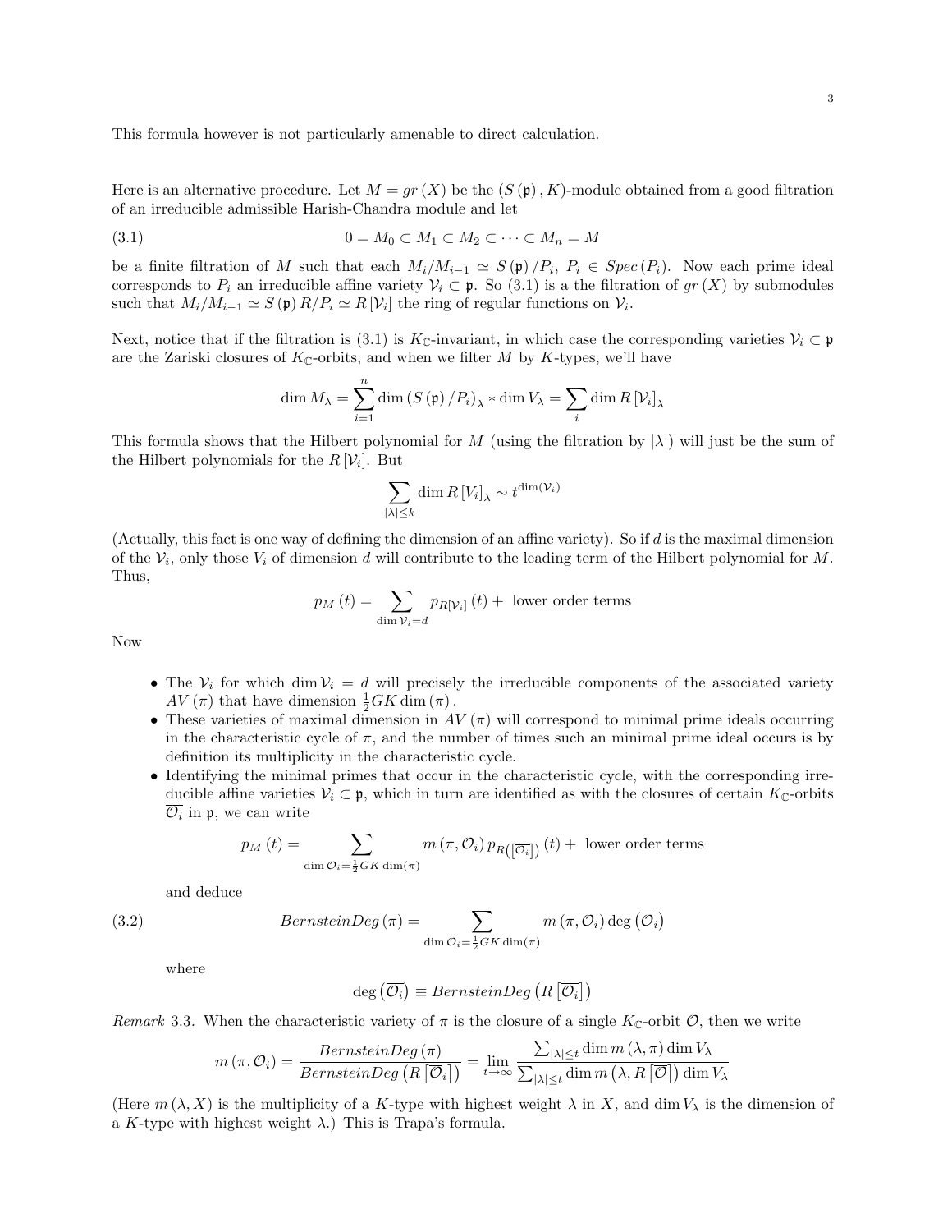This formula however is not particularly amenable to direct calculation.

Here is an alternative procedure. Let $M = gr(X)$ be the $(S(\mathfrak{p}), K)$-module obtained from a good filtration of an irreducible admissible Harish-Chandra module and let

$$0 = M_0 \subset M_1 \subset M_2 \subset \cdots \subset M_n = M \tag{3.1}$$

be a finite filtration of $M$ such that each $M_i/M_{i-1} \simeq S(\mathfrak{p})/P_i$, $P_i \in Spec(P_i)$. Now each prime ideal corresponds to $P_i$ an irreducible affine variety $\mathcal{V}_i \subset \mathfrak{p}$. So (3.1) is a the filtration of $gr(X)$ by submodules such that $M_i/M_{i-1} \simeq S(\mathfrak{p})R/P_i \simeq R[\mathcal{V}_i]$ the ring of regular functions on $\mathcal{V}_i$.

Next, notice that if the filtration is (3.1) is $K_{\mathbb{C}}$-invariant, in which case the corresponding varieties $\mathcal{V}_i \subset \mathfrak{p}$ are the Zariski closures of $K_{\mathbb{C}}$-orbits, and when we filter $M$ by $K$-types, we'll have

$$\dim M_\lambda = \sum_{i=1}^{n} \dim(S(\mathfrak{p})/P_i)_\lambda * \dim V_\lambda = \sum_i \dim R[\mathcal{V}_i]_\lambda$$

This formula shows that the Hilbert polynomial for $M$ (using the filtration by $|\lambda|$) will just be the sum of the Hilbert polynomials for the $R[\mathcal{V}_i]$. But

$$\sum_{|\lambda| \le k} \dim R[V_i]_\lambda \sim t^{\dim(\mathcal{V}_i)}$$

(Actually, this fact is one way of defining the dimension of an affine variety). So if $d$ is the maximal dimension of the $\mathcal{V}_i$, only those $V_i$ of dimension $d$ will contribute to the leading term of the Hilbert polynomial for $M$. Thus,

$$p_M(t) = \sum_{\dim \mathcal{V}_i = d} p_{R[\mathcal{V}_i]}(t) + \text{ lower order terms}$$

Now

- The $\mathcal{V}_i$ for which $\dim \mathcal{V}_i = d$ will precisely the irreducible components of the associated variety $AV(\pi)$ that have dimension $\frac{1}{2} GK \dim(\pi)$.
- These varieties of maximal dimension in $AV(\pi)$ will correspond to minimal prime ideals occurring in the characteristic cycle of $\pi$, and the number of times such an minimal prime ideal occurs is by definition its multiplicity in the characteristic cycle.
- Identifying the minimal primes that occur in the characteristic cycle, with the corresponding irreducible affine varieties $\mathcal{V}_i \subset \mathfrak{p}$, which in turn are identified as with the closures of certain $K_{\mathbb{C}}$-orbits $\overline{\mathcal{O}_i}$ in $\mathfrak{p}$, we can write

$$p_M(t) = \sum_{\dim \mathcal{O}_i = \frac{1}{2} GK \dim(\pi)} m(\pi, \mathcal{O}_i)\, p_{R([\overline{\mathcal{O}_i}])}(t) + \text{ lower order terms}$$

  and deduce

$$BernsteinDeg(\pi) = \sum_{\dim \mathcal{O}_i = \frac{1}{2} GK \dim(\pi)} m(\pi, \mathcal{O}_i) \deg(\overline{\mathcal{O}_i}) \tag{3.2}$$

  where

$$\deg(\overline{\mathcal{O}_i}) \equiv BernsteinDeg(R[\overline{\mathcal{O}_i}])$$

*Remark* 3.3. When the characteristic variety of $\pi$ is the closure of a single $K_{\mathbb{C}}$-orbit $\mathcal{O}$, then we write

$$m(\pi, \mathcal{O}_i) = \frac{BernsteinDeg(\pi)}{BernsteinDeg(R[\overline{\mathcal{O}_i}])} = \lim_{t \to \infty} \frac{\sum_{|\lambda| \le t} \dim m(\lambda, \pi) \dim V_\lambda}{\sum_{|\lambda| \le t} \dim m(\lambda, R[\overline{\mathcal{O}}]) \dim V_\lambda}$$

(Here $m(\lambda, X)$ is the multiplicity of a $K$-type with highest weight $\lambda$ in $X$, and $\dim V_\lambda$ is the dimension of a $K$-type with highest weight $\lambda$.) This is Trapa's formula.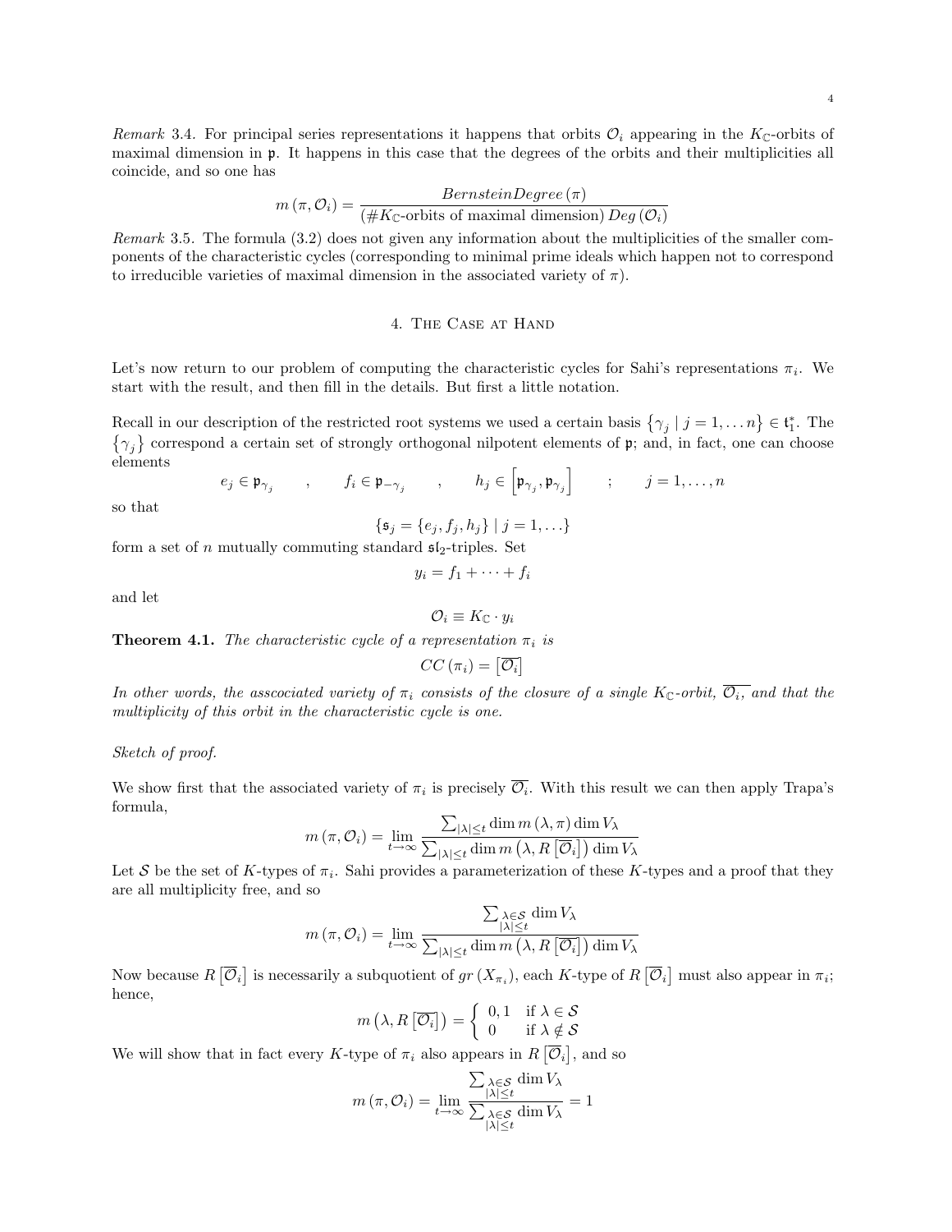*Remark* 3.4. For principal series representations it happens that orbits $\mathcal{O}_i$ appearing in the $K_{\mathbb{C}}$-orbits of maximal dimension in $\mathfrak{p}$. It happens in this case that the degrees of the orbits and their multiplicities all coincide, and so one has

$$m(\pi, \mathcal{O}_i) = \frac{BernsteinDegree(\pi)}{(\#K_{\mathbb{C}}\text{-orbits of maximal dimension})\, Deg(\mathcal{O}_i)}$$

*Remark* 3.5. The formula (3.2) does not given any information about the multiplicities of the smaller components of the characteristic cycles (corresponding to minimal prime ideals which happen not to correspond to irreducible varieties of maximal dimension in the associated variety of $\pi$).

## 4. The Case at Hand

Let's now return to our problem of computing the characteristic cycles for Sahi's representations $\pi_i$. We start with the result, and then fill in the details. But first a little notation.

Recall in our description of the restricted root systems we used a certain basis $\{\gamma_j \mid j = 1, \dots n\} \in \mathfrak{t}_1^*$. The $\{\gamma_j\}$ correspond a certain set of strongly orthogonal nilpotent elements of $\mathfrak{p}$; and, in fact, one can choose elements

$$e_j \in \mathfrak{p}_{\gamma_j} \qquad , \qquad f_i \in \mathfrak{p}_{-\gamma_j} \qquad , \qquad h_j \in \left[\mathfrak{p}_{\gamma_j}, \mathfrak{p}_{\gamma_j}\right] \qquad ; \qquad j = 1, \dots, n$$

so that

$$\{\mathfrak{s}_j = \{e_j, f_j, h_j\} \mid j = 1, \dots\}$$

form a set of $n$ mutually commuting standard $\mathfrak{sl}_2$-triples. Set

$$y_i = f_1 + \cdots + f_i$$

and let

$$\mathcal{O}_i \equiv K_{\mathbb{C}} \cdot y_i$$

**Theorem 4.1.** *The characteristic cycle of a representation $\pi_i$ is*

$$CC(\pi_i) = \left[\overline{\mathcal{O}_i}\right]$$

*In other words, the asscociated variety of $\pi_i$ consists of the closure of a single $K_{\mathbb{C}}$-orbit, $\overline{\mathcal{O}_i}$, and that the multiplicity of this orbit in the characteristic cycle is one.*

*Sketch of proof.*

We show first that the associated variety of $\pi_i$ is precisely $\overline{\mathcal{O}_i}$. With this result we can then apply Trapa's formula,

$$m(\pi, \mathcal{O}_i) = \lim_{t \to \infty} \frac{\sum_{|\lambda| \le t} \dim m(\lambda, \pi) \dim V_\lambda}{\sum_{|\lambda| \le t} \dim m\left(\lambda, R\left[\overline{\mathcal{O}_i}\right]\right) \dim V_\lambda}$$

Let $\mathcal{S}$ be the set of $K$-types of $\pi_i$. Sahi provides a parameterization of these $K$-types and a proof that they are all multiplicity free, and so

$$m(\pi, \mathcal{O}_i) = \lim_{t \to \infty} \frac{\sum_{\substack{\lambda \in \mathcal{S} \\ |\lambda| \le t}} \dim V_\lambda}{\sum_{|\lambda| \le t} \dim m\left(\lambda, R\left[\overline{\mathcal{O}_i}\right]\right) \dim V_\lambda}$$

Now because $R\left[\overline{\mathcal{O}_i}\right]$ is necessarily a subquotient of $gr(X_{\pi_i})$, each $K$-type of $R\left[\overline{\mathcal{O}_i}\right]$ must also appear in $\pi_i$; hence,

$$m\left(\lambda, R\left[\overline{\mathcal{O}_i}\right]\right) = \begin{cases} 0, 1 & \text{if } \lambda \in \mathcal{S} \\ 0 & \text{if } \lambda \notin \mathcal{S} \end{cases}$$

We will show that in fact every $K$-type of $\pi_i$ also appears in $R\left[\overline{\mathcal{O}_i}\right]$, and so

$$m(\pi, \mathcal{O}_i) = \lim_{t \to \infty} \frac{\sum_{\substack{\lambda \in \mathcal{S} \\ |\lambda| \le t}} \dim V_\lambda}{\sum_{\substack{\lambda \in \mathcal{S} \\ |\lambda| \le t}} \dim V_\lambda} = 1$$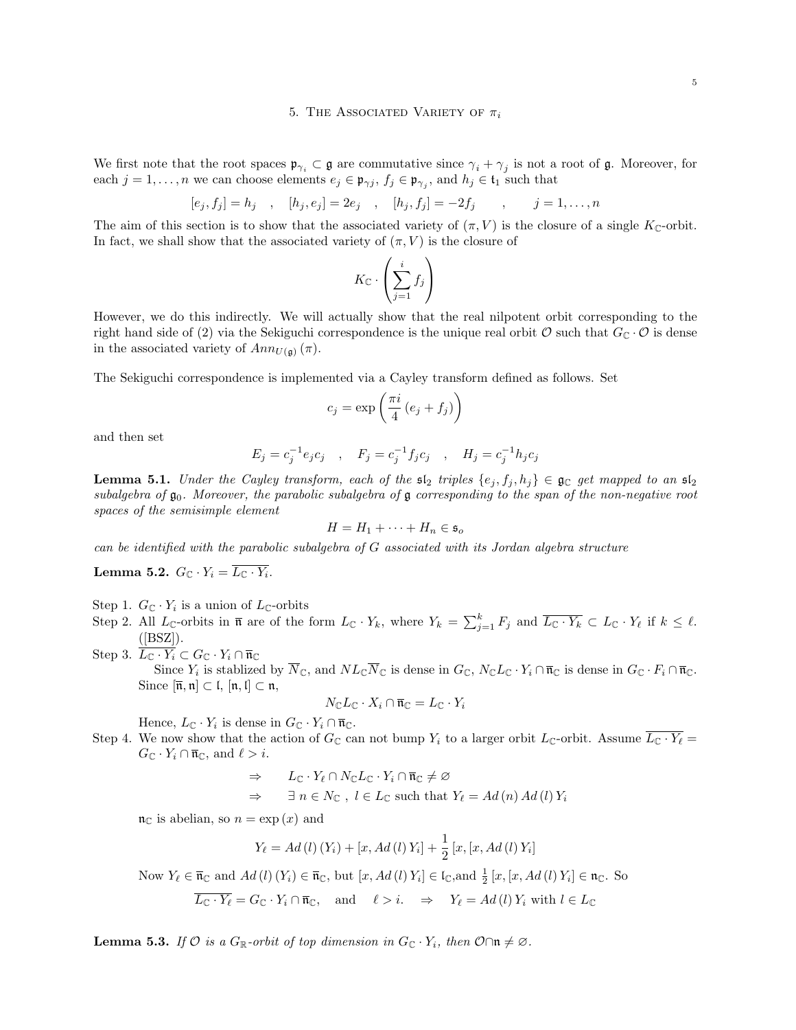## 5. The Associated Variety of $\pi_i$

We first note that the root spaces $\mathfrak{p}_{\gamma_i} \subset \mathfrak{g}$ are commutative since $\gamma_i + \gamma_j$ is not a root of $\mathfrak{g}$. Moreover, for each $j = 1, \ldots, n$ we can choose elements $e_j \in \mathfrak{p}_{\gamma j}$, $f_j \in \mathfrak{p}_{\gamma_j}$, and $h_j \in \mathfrak{t}_1$ such that

$$[e_j, f_j] = h_j \quad , \quad [h_j, e_j] = 2e_j \quad , \quad [h_j, f_j] = -2f_j \qquad , \qquad j = 1, \ldots, n$$

The aim of this section is to show that the associated variety of $(\pi, V)$ is the closure of a single $K_{\mathbb{C}}$-orbit. In fact, we shall show that the associated variety of $(\pi, V)$ is the closure of

$$K_{\mathbb{C}} \cdot \left( \sum_{j=1}^{i} f_j \right)$$

However, we do this indirectly. We will actually show that the real nilpotent orbit corresponding to the right hand side of (2) via the Sekiguchi correspondence is the unique real orbit $\mathcal{O}$ such that $G_{\mathbb{C}} \cdot \mathcal{O}$ is dense in the associated variety of $Ann_{U(\mathfrak{g})}(\pi)$.

The Sekiguchi correspondence is implemented via a Cayley transform defined as follows. Set

$$c_j = \exp\left( \frac{\pi i}{4} (e_j + f_j) \right)$$

and then set

$$E_j = c_j^{-1} e_j c_j \quad , \quad F_j = c_j^{-1} f_j c_j \quad , \quad H_j = c_j^{-1} h_j c_j$$

**Lemma 5.1.** *Under the Cayley transform, each of the $\mathfrak{sl}_2$ triples $\{e_j, f_j, h_j\} \in \mathfrak{g}_{\mathbb{C}}$ get mapped to an $\mathfrak{sl}_2$ subalgebra of $\mathfrak{g}_0$. Moreover, the parabolic subalgebra of $\mathfrak{g}$ corresponding to the span of the non-negative root spaces of the semisimple element*

$$H = H_1 + \cdots + H_n \in \mathfrak{s}_o$$

*can be identified with the parabolic subalgebra of $G$ associated with its Jordan algebra structure*

**Lemma 5.2.** $G_{\mathbb{C}} \cdot Y_i = \overline{L_{\mathbb{C}} \cdot Y_i}$.

Step 1. $G_{\mathbb{C}} \cdot Y_i$ is a union of $L_{\mathbb{C}}$-orbits

Step 2. All $L_{\mathbb{C}}$-orbits in $\overline{\mathfrak{n}}$ are of the form $L_{\mathbb{C}} \cdot Y_k$, where $Y_k = \sum_{j=1}^{k} F_j$ and $\overline{L_{\mathbb{C}} \cdot Y_k} \subset L_{\mathbb{C}} \cdot Y_\ell$ if $k \leq \ell$. ([BSZ]).

Step 3. $\overline{L_{\mathbb{C}} \cdot Y_i} \subset G_{\mathbb{C}} \cdot Y_i \cap \overline{\mathfrak{n}}_{\mathbb{C}}$

Since $Y_i$ is stablized by $\overline{N}_{\mathbb{C}}$, and $N L_{\mathbb{C}} \overline{N}_{\mathbb{C}}$ is dense in $G_{\mathbb{C}}$, $N_{\mathbb{C}} L_{\mathbb{C}} \cdot Y_i \cap \overline{\mathfrak{n}}_{\mathbb{C}}$ is dense in $G_{\mathbb{C}} \cdot F_i \cap \overline{\mathfrak{n}}_{\mathbb{C}}$. Since $[\overline{\mathfrak{n}}, \mathfrak{n}] \subset \mathfrak{l}$, $[\mathfrak{n}, \mathfrak{l}] \subset \mathfrak{n}$,

$$N_{\mathbb{C}} L_{\mathbb{C}} \cdot X_i \cap \overline{\mathfrak{n}}_{\mathbb{C}} = L_{\mathbb{C}} \cdot Y_i$$

Hence, $L_{\mathbb{C}} \cdot Y_i$ is dense in $G_{\mathbb{C}} \cdot Y_i \cap \overline{\mathfrak{n}}_{\mathbb{C}}$.

Step 4. We now show that the action of $G_{\mathbb{C}}$ can not bump $Y_i$ to a larger orbit $L_{\mathbb{C}}$-orbit. Assume $\overline{L_{\mathbb{C}} \cdot Y_\ell} = G_{\mathbb{C}} \cdot Y_i \cap \overline{\mathfrak{n}}_{\mathbb{C}}$, and $\ell > i$.

$$\begin{aligned} &\Rightarrow \quad L_{\mathbb{C}} \cdot Y_\ell \cap N_{\mathbb{C}} L_{\mathbb{C}} \cdot Y_i \cap \overline{\mathfrak{n}}_{\mathbb{C}} \neq \varnothing \\ &\Rightarrow \quad \exists \; n \in N_{\mathbb{C}} \; , \; l \in L_{\mathbb{C}} \text{ such that } Y_\ell = Ad(n) \, Ad(l) \, Y_i \end{aligned}$$

$\mathfrak{n}_{\mathbb{C}}$ is abelian, so $n = \exp(x)$ and

$$Y_\ell = Ad(l)(Y_i) + [x, Ad(l) Y_i] + \frac{1}{2} [x, [x, Ad(l) Y_i]$$

Now $Y_\ell \in \overline{\mathfrak{n}}_{\mathbb{C}}$ and $Ad(l)(Y_i) \in \overline{\mathfrak{n}}_{\mathbb{C}}$, but $[x, Ad(l) Y_i] \in \mathfrak{l}_{\mathbb{C}}$,and $\frac{1}{2}[x, [x, Ad(l) Y_i] \in \mathfrak{n}_{\mathbb{C}}$. So

$$\overline{L_{\mathbb{C}} \cdot Y_\ell} = G_{\mathbb{C}} \cdot Y_i \cap \overline{\mathfrak{n}}_{\mathbb{C}}, \quad \text{and} \quad \ell > i. \quad \Rightarrow \quad Y_\ell = Ad(l) \, Y_i \text{ with } l \in L_{\mathbb{C}}$$

**Lemma 5.3.** *If $\mathcal{O}$ is a $G_{\mathbb{R}}$-orbit of top dimension in $G_{\mathbb{C}} \cdot Y_i$, then $\mathcal{O} \cap \mathfrak{n} \neq \varnothing$.*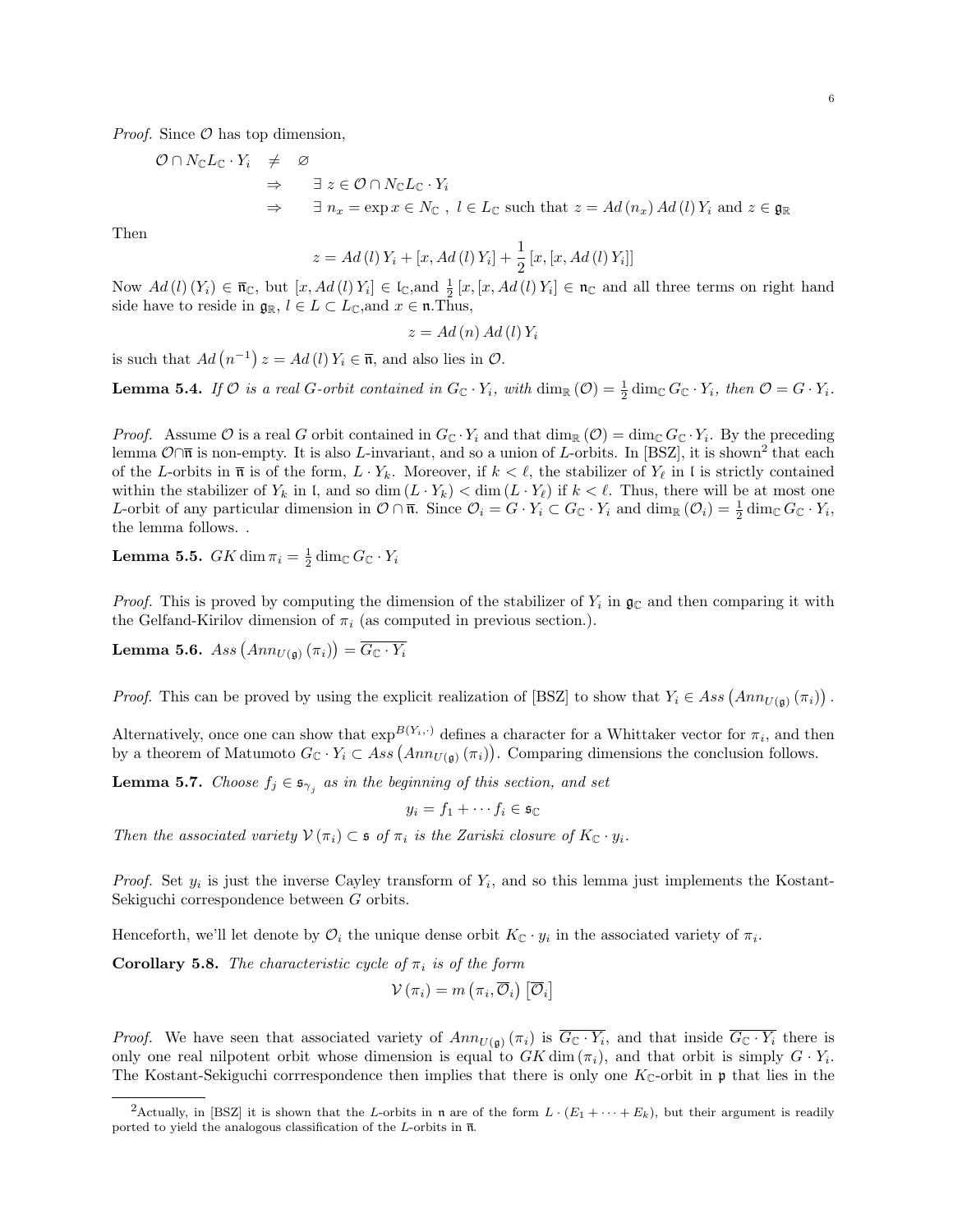*Proof.* Since $\mathcal{O}$ has top dimension,

$$
\begin{aligned}
\mathcal{O} \cap N_{\mathbb{C}} L_{\mathbb{C}} \cdot Y_i &\neq \varnothing \\
&\Rightarrow \quad \exists\, z \in \mathcal{O} \cap N_{\mathbb{C}} L_{\mathbb{C}} \cdot Y_i \\
&\Rightarrow \quad \exists\, n_x = \exp x \in N_{\mathbb{C}}\ ,\ l \in L_{\mathbb{C}} \text{ such that } z = Ad\left(n_x\right) Ad\left(l\right) Y_i \text{ and } z \in \mathfrak{g}_{\mathbb{R}}
\end{aligned}
$$

Then

$$
z = Ad\left(l\right) Y_i + \left[x, Ad\left(l\right) Y_i\right] + \frac{1}{2}\left[x, \left[x, Ad\left(l\right) Y_i\right]\right]
$$

Now $Ad\left(l\right)\left(Y_i\right) \in \overline{\mathfrak{n}}_{\mathbb{C}}$, but $\left[x, Ad\left(l\right) Y_i\right] \in \mathfrak{l}_{\mathbb{C}}$,and $\frac{1}{2}\left[x,\left[x, Ad\left(l\right) Y_i\right]\right] \in \mathfrak{n}_{\mathbb{C}}$ and all three terms on right hand side have to reside in $\mathfrak{g}_{\mathbb{R}}$, $l \in L \subset L_{\mathbb{C}}$,and $x \in \mathfrak{n}$.Thus,

$$
z = Ad\left(n\right) Ad\left(l\right) Y_i
$$

is such that $Ad\left(n^{-1}\right) z = Ad\left(l\right) Y_i \in \overline{\mathfrak{n}}$, and also lies in $\mathcal{O}$.

**Lemma 5.4.** *If $\mathcal{O}$ is a real $G$-orbit contained in $G_{\mathbb{C}} \cdot Y_i$, with $\dim_{\mathbb{R}}\left(\mathcal{O}\right) = \frac{1}{2}\dim_{\mathbb{C}} G_{\mathbb{C}} \cdot Y_i$, then $\mathcal{O} = G \cdot Y_i$.*

*Proof.* Assume $\mathcal{O}$ is a real $G$ orbit contained in $G_{\mathbb{C}} \cdot Y_i$ and that $\dim_{\mathbb{R}}\left(\mathcal{O}\right) = \dim_{\mathbb{C}} G_{\mathbb{C}} \cdot Y_i$. By the preceding lemma $\mathcal{O} \cap \overline{\mathfrak{n}}$ is non-empty. It is also $L$-invariant, and so a union of $L$-orbits. In [BSZ], it is shown[2] that each of the $L$-orbits in $\overline{\mathfrak{n}}$ is of the form, $L \cdot Y_k$. Moreover, if $k < \ell$, the stabilizer of $Y_\ell$ in $\mathfrak{l}$ is strictly contained within the stabilizer of $Y_k$ in $\mathfrak{l}$, and so $\dim\left(L \cdot Y_k\right) < \dim\left(L \cdot Y_\ell\right)$ if $k < \ell$. Thus, there will be at most one $L$-orbit of any particular dimension in $\mathcal{O} \cap \overline{\mathfrak{n}}$. Since $\mathcal{O}_i = G \cdot Y_i \subset G_{\mathbb{C}} \cdot Y_i$ and $\dim_{\mathbb{R}}\left(\mathcal{O}_i\right) = \frac{1}{2}\dim_{\mathbb{C}} G_{\mathbb{C}} \cdot Y_i$, the lemma follows. .

**Lemma 5.5.** $GK \dim \pi_i = \frac{1}{2}\dim_{\mathbb{C}} G_{\mathbb{C}} \cdot Y_i$

*Proof.* This is proved by computing the dimension of the stabilizer of $Y_i$ in $\mathfrak{g}_{\mathbb{C}}$ and then comparing it with the Gelfand-Kirilov dimension of $\pi_i$ (as computed in previous section.).

**Lemma 5.6.** $Ass\left(Ann_{U(\mathfrak{g})}\left(\pi_i\right)\right) = \overline{G_{\mathbb{C}} \cdot Y_i}$

*Proof.* This can be proved by using the explicit realization of [BSZ] to show that $Y_i \in Ass\left(Ann_{U(\mathfrak{g})}\left(\pi_i\right)\right)$.

Alternatively, once one can show that $\exp^{B(Y_i,\cdot)}$ defines a character for a Whittaker vector for $\pi_i$, and then by a theorem of Matumoto $G_{\mathbb{C}} \cdot Y_i \subset Ass\left(Ann_{U(\mathfrak{g})}\left(\pi_i\right)\right)$. Comparing dimensions the conclusion follows.

**Lemma 5.7.** *Choose $f_j \in \mathfrak{s}_{\gamma_j}$ as in the beginning of this section, and set*

$$
y_i = f_1 + \cdots f_i \in \mathfrak{s}_{\mathbb{C}}
$$

*Then the associated variety $\mathcal{V}\left(\pi_i\right) \subset \mathfrak{s}$ of $\pi_i$ is the Zariski closure of $K_{\mathbb{C}} \cdot y_i$.*

*Proof.* Set $y_i$ is just the inverse Cayley transform of $Y_i$, and so this lemma just implements the Kostant-Sekiguchi correspondence between $G$ orbits.

Henceforth, we'll let denote by $\mathcal{O}_i$ the unique dense orbit $K_{\mathbb{C}} \cdot y_i$ in the associated variety of $\pi_i$.

**Corollary 5.8.** *The characteristic cycle of $\pi_i$ is of the form*

$$
\mathcal{V}\left(\pi_i\right) = m\left(\pi_i, \overline{\mathcal{O}}_i\right)\left[\overline{\mathcal{O}}_i\right]
$$

*Proof.* We have seen that associated variety of $Ann_{U(\mathfrak{g})}\left(\pi_i\right)$ is $\overline{G_{\mathbb{C}} \cdot Y_i}$, and that inside $\overline{G_{\mathbb{C}} \cdot Y_i}$ there is only one real nilpotent orbit whose dimension is equal to $GK \dim\left(\pi_i\right)$, and that orbit is simply $G \cdot Y_i$. The Kostant-Sekiguchi corrrespondence then implies that there is only one $K_{\mathbb{C}}$-orbit in $\mathfrak{p}$ that lies in the

---

[2]Actually, in [BSZ] it is shown that the $L$-orbits in $\mathfrak{n}$ are of the form $L \cdot \left(E_1 + \cdots + E_k\right)$, but their argument is readily ported to yield the analogous classification of the $L$-orbits in $\overline{\mathfrak{n}}$.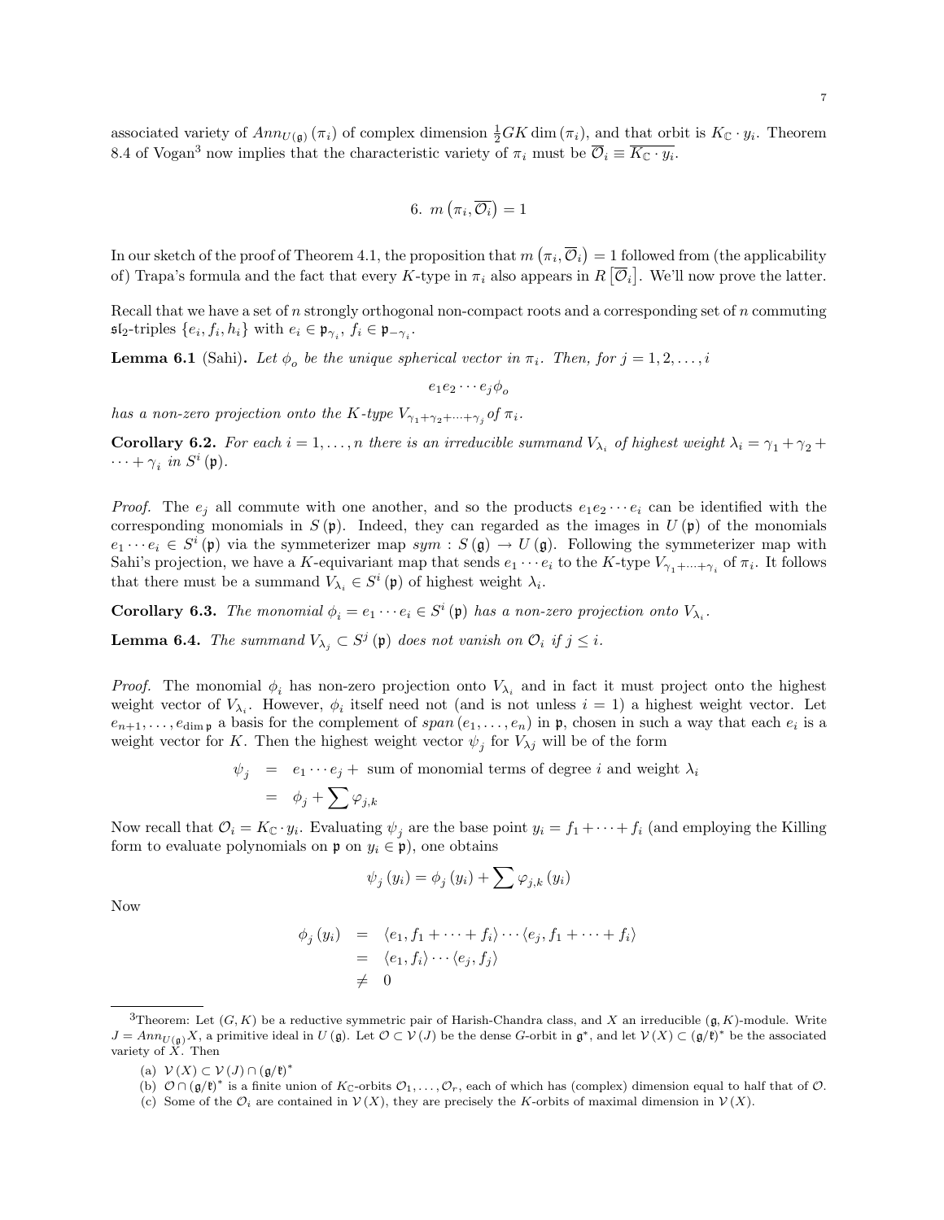associated variety of $Ann_{U(\mathfrak{g})}(\pi_i)$ of complex dimension $\frac{1}{2}GK\dim(\pi_i)$, and that orbit is $K_{\mathbb{C}} \cdot y_i$. Theorem 8.4 of Vogan[3] now implies that the characteristic variety of $\pi_i$ must be $\overline{\mathcal{O}}_i \equiv \overline{K_{\mathbb{C}} \cdot y_i}$.

## 6. $m\left(\pi_i, \overline{\mathcal{O}_i}\right) = 1$

In our sketch of the proof of Theorem 4.1, the proposition that $m\left(\pi_i, \overline{\mathcal{O}_i}\right) = 1$ followed from (the applicability of) Trapa's formula and the fact that every $K$-type in $\pi_i$ also appears in $R\left[\overline{\mathcal{O}}_i\right]$. We'll now prove the latter.

Recall that we have a set of $n$ strongly orthogonal non-compact roots and a corresponding set of $n$ commuting $\mathfrak{sl}_2$-triples $\{e_i, f_i, h_i\}$ with $e_i \in \mathfrak{p}_{\gamma_i}$, $f_i \in \mathfrak{p}_{-\gamma_i}$.

**Lemma 6.1** (Sahi)**.** *Let $\phi_o$ be the unique spherical vector in $\pi_i$. Then, for $j = 1, 2, \ldots, i$*

$$e_1 e_2 \cdots e_j \phi_o$$

*has a non-zero projection onto the $K$-type $V_{\gamma_1+\gamma_2+\cdots+\gamma_j}$ of $\pi_i$.*

**Corollary 6.2.** *For each $i = 1, \ldots, n$ there is an irreducible summand $V_{\lambda_i}$ of highest weight $\lambda_i = \gamma_1 + \gamma_2 + \cdots + \gamma_i$ in $S^i(\mathfrak{p})$.*

*Proof.* The $e_j$ all commute with one another, and so the products $e_1 e_2 \cdots e_i$ can be identified with the corresponding monomials in $S(\mathfrak{p})$. Indeed, they can regarded as the images in $U(\mathfrak{p})$ of the monomials $e_1 \cdots e_i \in S^i(\mathfrak{p})$ via the symmeterizer map $sym : S(\mathfrak{g}) \to U(\mathfrak{g})$. Following the symmeterizer map with Sahi's projection, we have a $K$-equivariant map that sends $e_1 \cdots e_i$ to the $K$-type $V_{\gamma_1+\cdots+\gamma_i}$ of $\pi_i$. It follows that there must be a summand $V_{\lambda_i} \in S^i(\mathfrak{p})$ of highest weight $\lambda_i$.

**Corollary 6.3.** *The monomial $\phi_i = e_1 \cdots e_i \in S^i(\mathfrak{p})$ has a non-zero projection onto $V_{\lambda_i}$.*

**Lemma 6.4.** *The summand $V_{\lambda_j} \subset S^j(\mathfrak{p})$ does not vanish on $\mathcal{O}_i$ if $j \leq i$.*

*Proof.* The monomial $\phi_i$ has non-zero projection onto $V_{\lambda_i}$ and in fact it must project onto the highest weight vector of $V_{\lambda_i}$. However, $\phi_i$ itself need not (and is not unless $i = 1$) a highest weight vector. Let $e_{n+1}, \ldots, e_{\dim \mathfrak{p}}$ a basis for the complement of $span(e_1, \ldots, e_n)$ in $\mathfrak{p}$, chosen in such a way that each $e_i$ is a weight vector for $K$. Then the highest weight vector $\psi_j$ for $V_{\lambda j}$ will be of the form

$$\begin{aligned}
\psi_j &= e_1 \cdots e_j + \text{ sum of monomial terms of degree } i \text{ and weight } \lambda_i \\
&= \phi_j + \sum \varphi_{j,k}
\end{aligned}$$

Now recall that $\mathcal{O}_i = K_{\mathbb{C}} \cdot y_i$. Evaluating $\psi_j$ are the base point $y_i = f_1 + \cdots + f_i$ (and employing the Killing form to evaluate polynomials on $\mathfrak{p}$ on $y_i \in \mathfrak{p}$), one obtains

$$\psi_j(y_i) = \phi_j(y_i) + \sum \varphi_{j,k}(y_i)$$

Now

$$\begin{aligned}
\phi_j(y_i) &= \langle e_1, f_1 + \cdots + f_i \rangle \cdots \langle e_j, f_1 + \cdots + f_i \rangle \\
&= \langle e_1, f_i \rangle \cdots \langle e_j, f_j \rangle \\
&\neq 0
\end{aligned}$$

---

[3]Theorem: Let $(G, K)$ be a reductive symmetric pair of Harish-Chandra class, and $X$ an irreducible $(\mathfrak{g}, K)$-module. Write $J = Ann_{U(\mathfrak{g})}X$, a primitive ideal in $U(\mathfrak{g})$. Let $\mathcal{O} \subset \mathcal{V}(J)$ be the dense $G$-orbit in $\mathfrak{g}^*$, and let $\mathcal{V}(X) \subset (\mathfrak{g}/\mathfrak{k})^*$ be the associated variety of $X$. Then

(a) $\mathcal{V}(X) \subset \mathcal{V}(J) \cap (\mathfrak{g}/\mathfrak{k})^*$

(b) $\mathcal{O} \cap (\mathfrak{g}/\mathfrak{k})^*$ is a finite union of $K_{\mathbb{C}}$-orbits $\mathcal{O}_1, \ldots, \mathcal{O}_r$, each of which has (complex) dimension equal to half that of $\mathcal{O}$.

(c) Some of the $\mathcal{O}_i$ are contained in $\mathcal{V}(X)$, they are precisely the $K$-orbits of maximal dimension in $\mathcal{V}(X)$.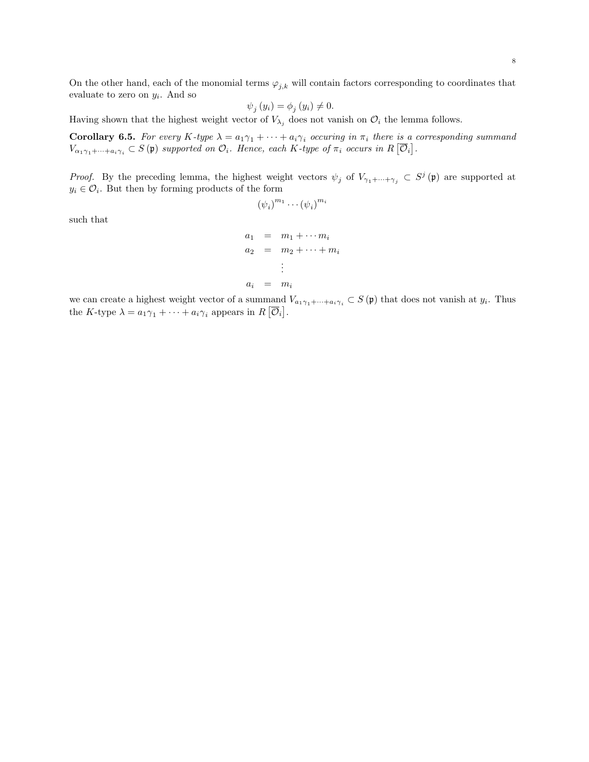On the other hand, each of the monomial terms $\varphi_{j,k}$ will contain factors corresponding to coordinates that evaluate to zero on $y_i$. And so

$$\psi_j(y_i) = \phi_j(y_i) \neq 0.$$

Having shown that the highest weight vector of $V_{\lambda_j}$ does not vanish on $\mathcal{O}_i$ the lemma follows.

**Corollary 6.5.** *For every $K$-type $\lambda = a_1\gamma_1 + \cdots + a_i\gamma_i$ occuring in $\pi_i$ there is a corresponding summand $V_{\alpha_1\gamma_1+\cdots+a_i\gamma_i} \subset S(\mathfrak{p})$ supported on $\mathcal{O}_i$. Hence, each $K$-type of $\pi_i$ occurs in $R\left[\overline{\mathcal{O}}_i\right]$.*

*Proof.* By the preceding lemma, the highest weight vectors $\psi_j$ of $V_{\gamma_1+\cdots+\gamma_j} \subset S^j(\mathfrak{p})$ are supported at $y_i \in \mathcal{O}_i$. But then by forming products of the form

$$(\psi_i)^{m_1} \cdots (\psi_i)^{m_i}$$

such that

$$\begin{aligned} a_1 &= m_1 + \cdots m_i \\ a_2 &= m_2 + \cdots + m_i \\ &\vdots \\ a_i &= m_i \end{aligned}$$

we can create a highest weight vector of a summand $V_{a_1\gamma_1+\cdots+a_i\gamma_i} \subset S(\mathfrak{p})$ that does not vanish at $y_i$. Thus the $K$-type $\lambda = a_1\gamma_1 + \cdots + a_i\gamma_i$ appears in $R\left[\overline{\mathcal{O}}_i\right]$.